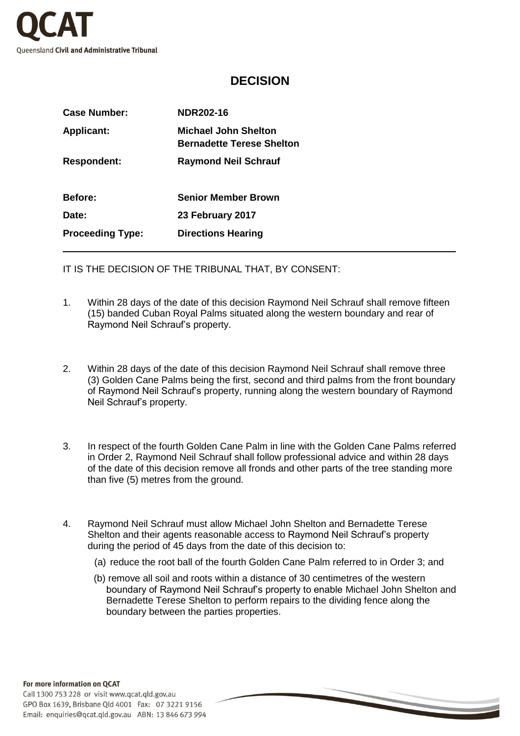# DECISION

| | |
|---|---|
| **Case Number:** | **NDR202-16** |
| **Applicant:** | **Michael John Shelton**<br>**Bernadette Terese Shelton** |
| **Respondent:** | **Raymond Neil Schrauf** |
| **Before:** | **Senior Member Brown** |
| **Date:** | **23 February 2017** |
| **Proceeding Type:** | **Directions Hearing** |

IT IS THE DECISION OF THE TRIBUNAL THAT, BY CONSENT:

1. Within 28 days of the date of this decision Raymond Neil Schrauf shall remove fifteen (15) banded Cuban Royal Palms situated along the western boundary and rear of Raymond Neil Schrauf's property.

2. Within 28 days of the date of this decision Raymond Neil Schrauf shall remove three (3) Golden Cane Palms being the first, second and third palms from the front boundary of Raymond Neil Schrauf's property, running along the western boundary of Raymond Neil Schrauf's property.

3. In respect of the fourth Golden Cane Palm in line with the Golden Cane Palms referred in Order 2, Raymond Neil Schrauf shall follow professional advice and within 28 days of the date of this decision remove all fronds and other parts of the tree standing more than five (5) metres from the ground.

4. Raymond Neil Schrauf must allow Michael John Shelton and Bernadette Terese Shelton and their agents reasonable access to Raymond Neil Schrauf's property during the period of 45 days from the date of this decision to:

   (a) reduce the root ball of the fourth Golden Cane Palm referred to in Order 3; and

   (b) remove all soil and roots within a distance of 30 centimetres of the western boundary of Raymond Neil Schrauf's property to enable Michael John Shelton and Bernadette Terese Shelton to perform repairs to the dividing fence along the boundary between the parties properties.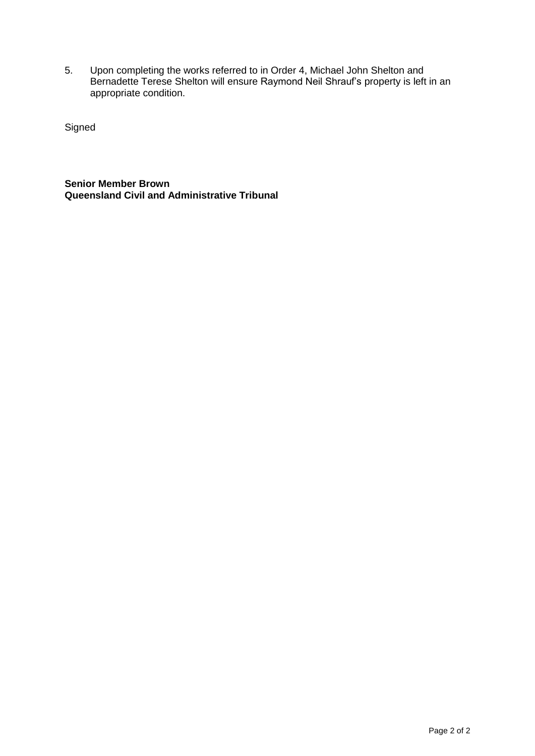5. Upon completing the works referred to in Order 4, Michael John Shelton and Bernadette Terese Shelton will ensure Raymond Neil Shrauf's property is left in an appropriate condition.

Signed

**Senior Member Brown**
**Queensland Civil and Administrative Tribunal**